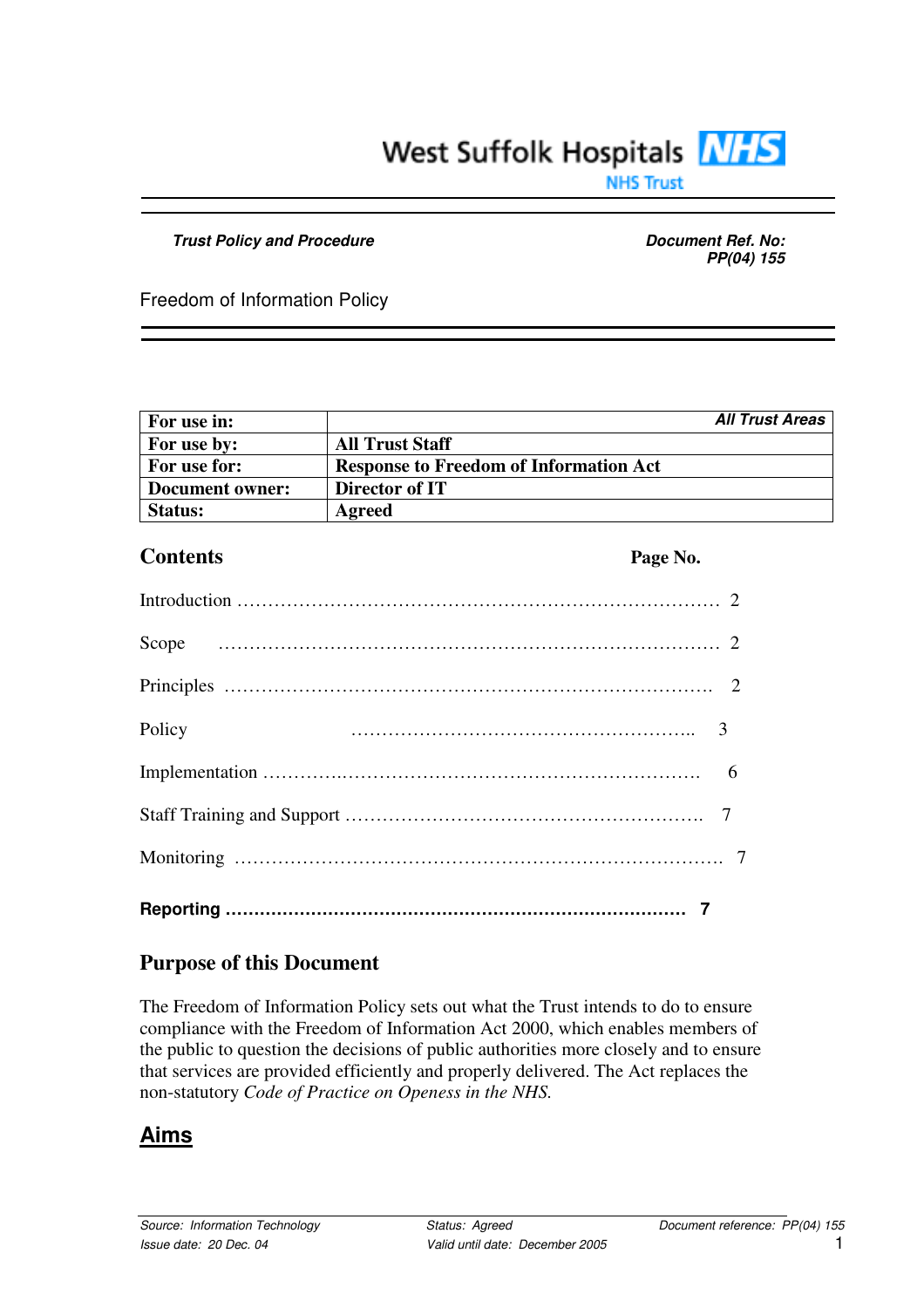West Suffolk Hospitals NHS Trust

***Trust Policy and Procedure***

***Document Ref. No: PP(04) 155***

Freedom of Information Policy

| For use in: | *All Trust Areas* |
|---|---|
| **For use by:** | **All Trust Staff** |
| **For use for:** | **Response to Freedom of Information Act** |
| **Document owner:** | **Director of IT** |
| **Status:** | **Agreed** |

## Contents

| | Page No. |
|---|---|
| Introduction | 2 |
| Scope | 2 |
| Principles | 2 |
| Policy | 3 |
| Implementation | 6 |
| Staff Training and Support | 7 |
| Monitoring | 7 |
| **Reporting** | **7** |

## Purpose of this Document

The Freedom of Information Policy sets out what the Trust intends to do to ensure compliance with the Freedom of Information Act 2000, which enables members of the public to question the decisions of public authorities more closely and to ensure that services are provided efficiently and properly delivered. The Act replaces the non-statutory *Code of Practice on Openess in the NHS.*

## Aims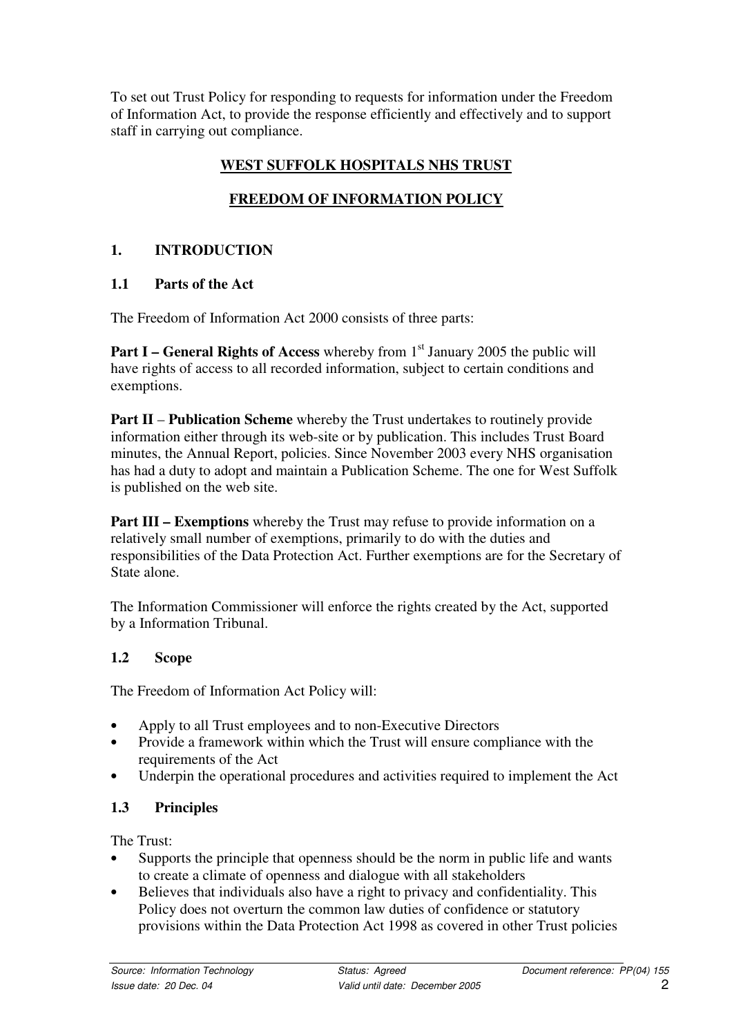To set out Trust Policy for responding to requests for information under the Freedom of Information Act, to provide the response efficiently and effectively and to support staff in carrying out compliance.

**WEST SUFFOLK HOSPITALS NHS TRUST**

**FREEDOM OF INFORMATION POLICY**

## 1. INTRODUCTION

### 1.1 Parts of the Act

The Freedom of Information Act 2000 consists of three parts:

**Part I – General Rights of Access** whereby from 1st January 2005 the public will have rights of access to all recorded information, subject to certain conditions and exemptions.

**Part II – Publication Scheme** whereby the Trust undertakes to routinely provide information either through its web-site or by publication. This includes Trust Board minutes, the Annual Report, policies. Since November 2003 every NHS organisation has had a duty to adopt and maintain a Publication Scheme. The one for West Suffolk is published on the web site.

**Part III – Exemptions** whereby the Trust may refuse to provide information on a relatively small number of exemptions, primarily to do with the duties and responsibilities of the Data Protection Act. Further exemptions are for the Secretary of State alone.

The Information Commissioner will enforce the rights created by the Act, supported by a Information Tribunal.

### 1.2 Scope

The Freedom of Information Act Policy will:

- Apply to all Trust employees and to non-Executive Directors
- Provide a framework within which the Trust will ensure compliance with the requirements of the Act
- Underpin the operational procedures and activities required to implement the Act

### 1.3 Principles

The Trust:

- Supports the principle that openness should be the norm in public life and wants to create a climate of openness and dialogue with all stakeholders
- Believes that individuals also have a right to privacy and confidentiality. This Policy does not overturn the common law duties of confidence or statutory provisions within the Data Protection Act 1998 as covered in other Trust policies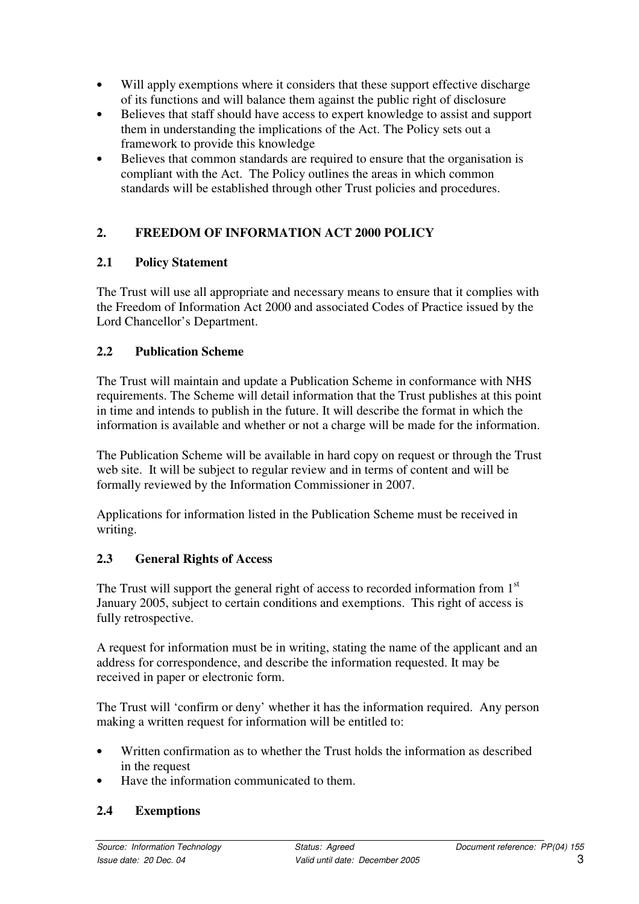- Will apply exemptions where it considers that these support effective discharge of its functions and will balance them against the public right of disclosure
- Believes that staff should have access to expert knowledge to assist and support them in understanding the implications of the Act. The Policy sets out a framework to provide this knowledge
- Believes that common standards are required to ensure that the organisation is compliant with the Act. The Policy outlines the areas in which common standards will be established through other Trust policies and procedures.

## 2. FREEDOM OF INFORMATION ACT 2000 POLICY

### 2.1 Policy Statement

The Trust will use all appropriate and necessary means to ensure that it complies with the Freedom of Information Act 2000 and associated Codes of Practice issued by the Lord Chancellor's Department.

### 2.2 Publication Scheme

The Trust will maintain and update a Publication Scheme in conformance with NHS requirements. The Scheme will detail information that the Trust publishes at this point in time and intends to publish in the future. It will describe the format in which the information is available and whether or not a charge will be made for the information.

The Publication Scheme will be available in hard copy on request or through the Trust web site. It will be subject to regular review and in terms of content and will be formally reviewed by the Information Commissioner in 2007.

Applications for information listed in the Publication Scheme must be received in writing.

### 2.3 General Rights of Access

The Trust will support the general right of access to recorded information from 1st January 2005, subject to certain conditions and exemptions. This right of access is fully retrospective.

A request for information must be in writing, stating the name of the applicant and an address for correspondence, and describe the information requested. It may be received in paper or electronic form.

The Trust will 'confirm or deny' whether it has the information required. Any person making a written request for information will be entitled to:

- Written confirmation as to whether the Trust holds the information as described in the request
- Have the information communicated to them.

### 2.4 Exemptions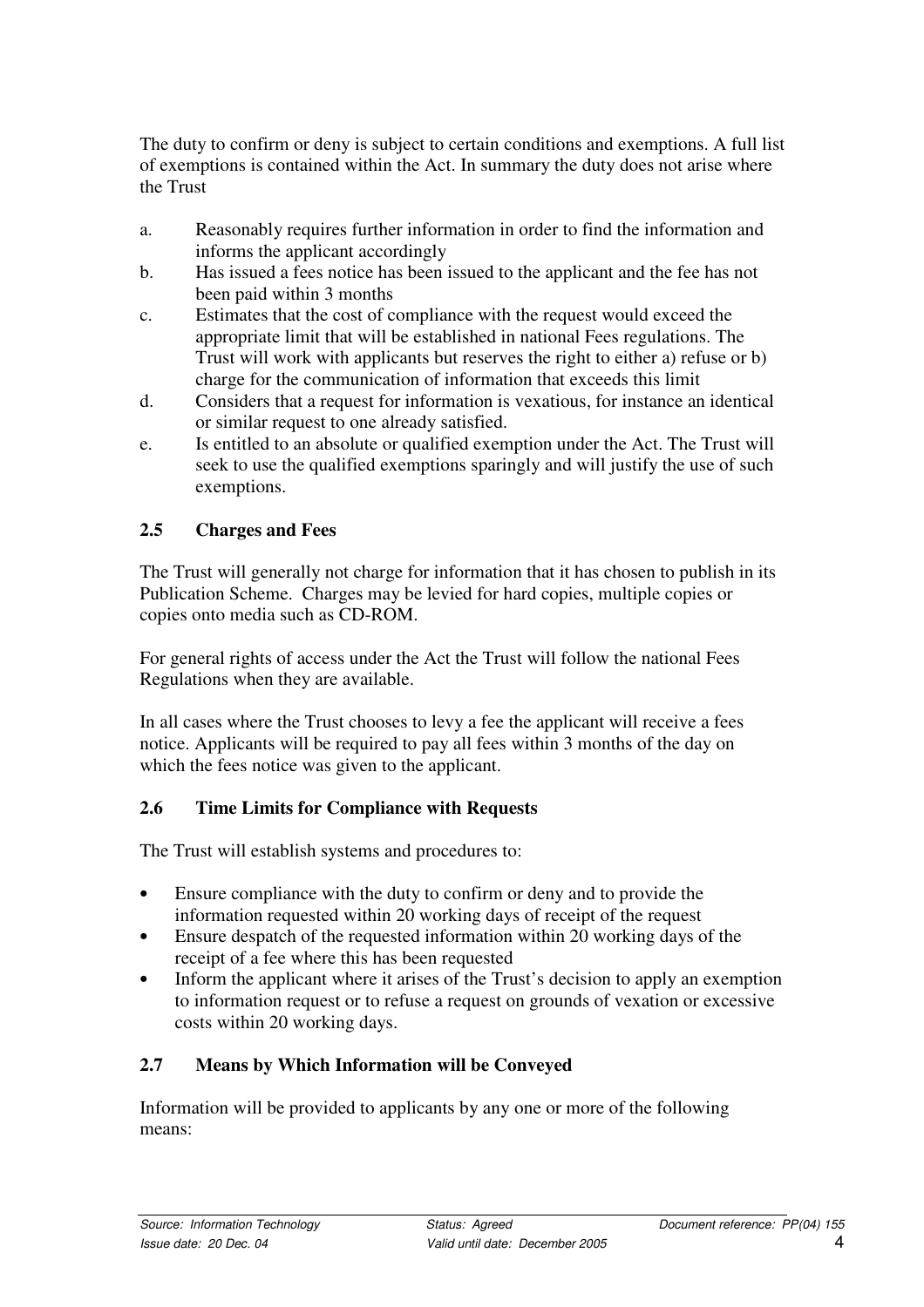The duty to confirm or deny is subject to certain conditions and exemptions. A full list of exemptions is contained within the Act. In summary the duty does not arise where the Trust

a. Reasonably requires further information in order to find the information and informs the applicant accordingly
b. Has issued a fees notice has been issued to the applicant and the fee has not been paid within 3 months
c. Estimates that the cost of compliance with the request would exceed the appropriate limit that will be established in national Fees regulations. The Trust will work with applicants but reserves the right to either a) refuse or b) charge for the communication of information that exceeds this limit
d. Considers that a request for information is vexatious, for instance an identical or similar request to one already satisfied.
e. Is entitled to an absolute or qualified exemption under the Act. The Trust will seek to use the qualified exemptions sparingly and will justify the use of such exemptions.

### 2.5 Charges and Fees

The Trust will generally not charge for information that it has chosen to publish in its Publication Scheme. Charges may be levied for hard copies, multiple copies or copies onto media such as CD-ROM.

For general rights of access under the Act the Trust will follow the national Fees Regulations when they are available.

In all cases where the Trust chooses to levy a fee the applicant will receive a fees notice. Applicants will be required to pay all fees within 3 months of the day on which the fees notice was given to the applicant.

### 2.6 Time Limits for Compliance with Requests

The Trust will establish systems and procedures to:

- Ensure compliance with the duty to confirm or deny and to provide the information requested within 20 working days of receipt of the request
- Ensure despatch of the requested information within 20 working days of the receipt of a fee where this has been requested
- Inform the applicant where it arises of the Trust's decision to apply an exemption to information request or to refuse a request on grounds of vexation or excessive costs within 20 working days.

### 2.7 Means by Which Information will be Conveyed

Information will be provided to applicants by any one or more of the following means: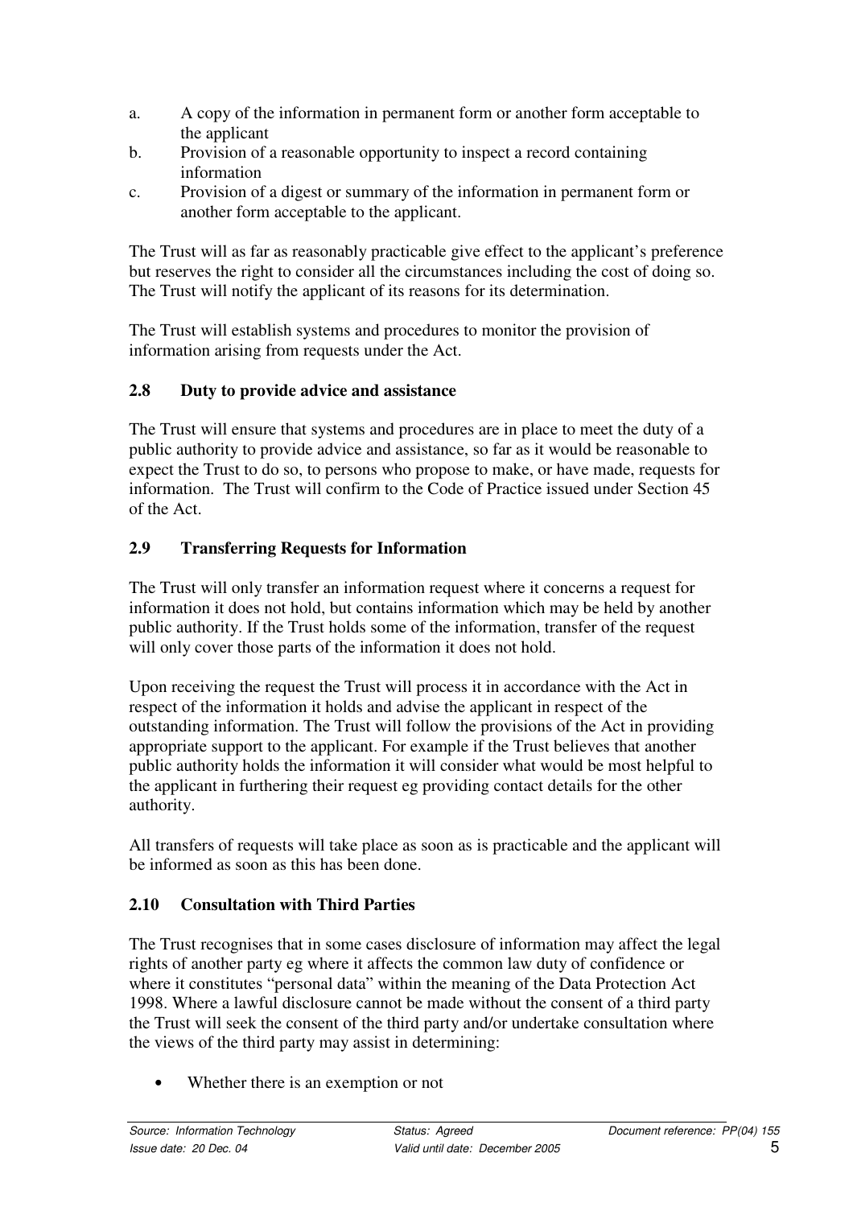a. A copy of the information in permanent form or another form acceptable to the applicant
b. Provision of a reasonable opportunity to inspect a record containing information
c. Provision of a digest or summary of the information in permanent form or another form acceptable to the applicant.

The Trust will as far as reasonably practicable give effect to the applicant's preference but reserves the right to consider all the circumstances including the cost of doing so. The Trust will notify the applicant of its reasons for its determination.

The Trust will establish systems and procedures to monitor the provision of information arising from requests under the Act.

## 2.8 Duty to provide advice and assistance

The Trust will ensure that systems and procedures are in place to meet the duty of a public authority to provide advice and assistance, so far as it would be reasonable to expect the Trust to do so, to persons who propose to make, or have made, requests for information. The Trust will confirm to the Code of Practice issued under Section 45 of the Act.

## 2.9 Transferring Requests for Information

The Trust will only transfer an information request where it concerns a request for information it does not hold, but contains information which may be held by another public authority. If the Trust holds some of the information, transfer of the request will only cover those parts of the information it does not hold.

Upon receiving the request the Trust will process it in accordance with the Act in respect of the information it holds and advise the applicant in respect of the outstanding information. The Trust will follow the provisions of the Act in providing appropriate support to the applicant. For example if the Trust believes that another public authority holds the information it will consider what would be most helpful to the applicant in furthering their request eg providing contact details for the other authority.

All transfers of requests will take place as soon as is practicable and the applicant will be informed as soon as this has been done.

## 2.10 Consultation with Third Parties

The Trust recognises that in some cases disclosure of information may affect the legal rights of another party eg where it affects the common law duty of confidence or where it constitutes "personal data" within the meaning of the Data Protection Act 1998. Where a lawful disclosure cannot be made without the consent of a third party the Trust will seek the consent of the third party and/or undertake consultation where the views of the third party may assist in determining:

- Whether there is an exemption or not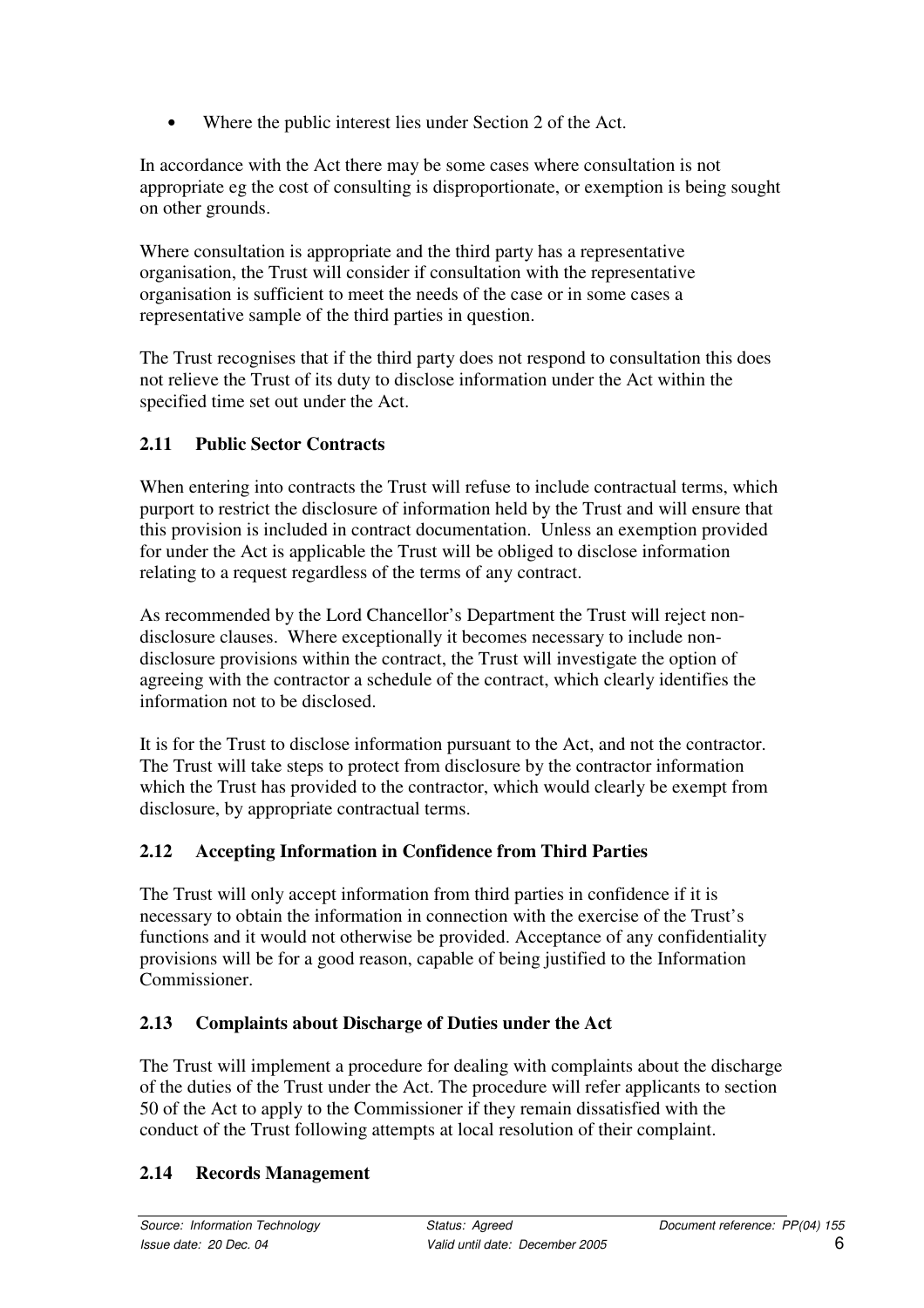- Where the public interest lies under Section 2 of the Act.

In accordance with the Act there may be some cases where consultation is not appropriate eg the cost of consulting is disproportionate, or exemption is being sought on other grounds.

Where consultation is appropriate and the third party has a representative organisation, the Trust will consider if consultation with the representative organisation is sufficient to meet the needs of the case or in some cases a representative sample of the third parties in question.

The Trust recognises that if the third party does not respond to consultation this does not relieve the Trust of its duty to disclose information under the Act within the specified time set out under the Act.

### 2.11 Public Sector Contracts

When entering into contracts the Trust will refuse to include contractual terms, which purport to restrict the disclosure of information held by the Trust and will ensure that this provision is included in contract documentation. Unless an exemption provided for under the Act is applicable the Trust will be obliged to disclose information relating to a request regardless of the terms of any contract.

As recommended by the Lord Chancellor's Department the Trust will reject non-disclosure clauses. Where exceptionally it becomes necessary to include non-disclosure provisions within the contract, the Trust will investigate the option of agreeing with the contractor a schedule of the contract, which clearly identifies the information not to be disclosed.

It is for the Trust to disclose information pursuant to the Act, and not the contractor. The Trust will take steps to protect from disclosure by the contractor information which the Trust has provided to the contractor, which would clearly be exempt from disclosure, by appropriate contractual terms.

### 2.12 Accepting Information in Confidence from Third Parties

The Trust will only accept information from third parties in confidence if it is necessary to obtain the information in connection with the exercise of the Trust's functions and it would not otherwise be provided. Acceptance of any confidentiality provisions will be for a good reason, capable of being justified to the Information Commissioner.

### 2.13 Complaints about Discharge of Duties under the Act

The Trust will implement a procedure for dealing with complaints about the discharge of the duties of the Trust under the Act. The procedure will refer applicants to section 50 of the Act to apply to the Commissioner if they remain dissatisfied with the conduct of the Trust following attempts at local resolution of their complaint.

### 2.14 Records Management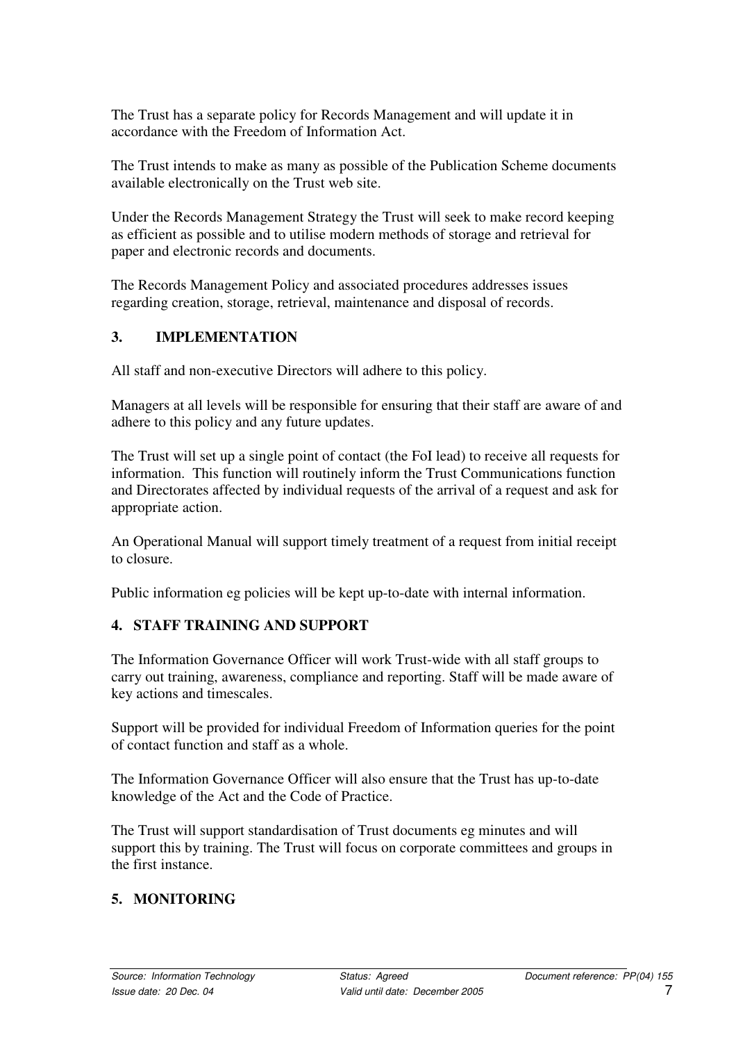The Trust has a separate policy for Records Management and will update it in accordance with the Freedom of Information Act.

The Trust intends to make as many as possible of the Publication Scheme documents available electronically on the Trust web site.

Under the Records Management Strategy the Trust will seek to make record keeping as efficient as possible and to utilise modern methods of storage and retrieval for paper and electronic records and documents.

The Records Management Policy and associated procedures addresses issues regarding creation, storage, retrieval, maintenance and disposal of records.

## 3. IMPLEMENTATION

All staff and non-executive Directors will adhere to this policy.

Managers at all levels will be responsible for ensuring that their staff are aware of and adhere to this policy and any future updates.

The Trust will set up a single point of contact (the FoI lead) to receive all requests for information. This function will routinely inform the Trust Communications function and Directorates affected by individual requests of the arrival of a request and ask for appropriate action.

An Operational Manual will support timely treatment of a request from initial receipt to closure.

Public information eg policies will be kept up-to-date with internal information.

## 4. STAFF TRAINING AND SUPPORT

The Information Governance Officer will work Trust-wide with all staff groups to carry out training, awareness, compliance and reporting. Staff will be made aware of key actions and timescales.

Support will be provided for individual Freedom of Information queries for the point of contact function and staff as a whole.

The Information Governance Officer will also ensure that the Trust has up-to-date knowledge of the Act and the Code of Practice.

The Trust will support standardisation of Trust documents eg minutes and will support this by training. The Trust will focus on corporate committees and groups in the first instance.

## 5. MONITORING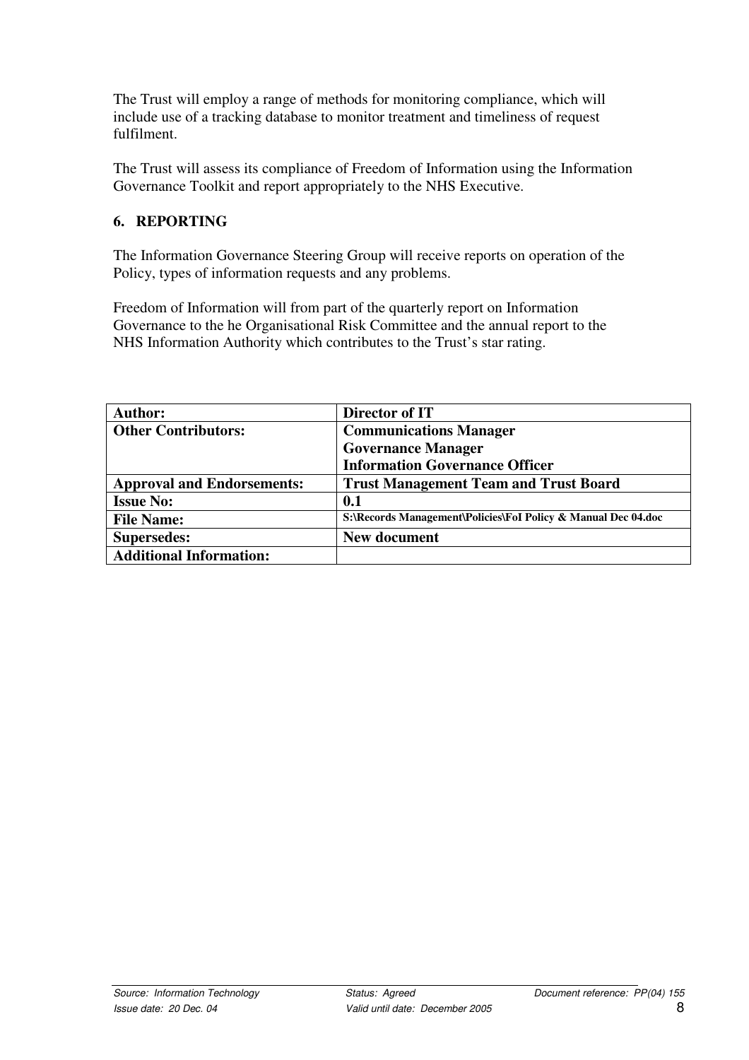The Trust will employ a range of methods for monitoring compliance, which will include use of a tracking database to monitor treatment and timeliness of request fulfilment.

The Trust will assess its compliance of Freedom of Information using the Information Governance Toolkit and report appropriately to the NHS Executive.

## 6. REPORTING

The Information Governance Steering Group will receive reports on operation of the Policy, types of information requests and any problems.

Freedom of Information will from part of the quarterly report on Information Governance to the he Organisational Risk Committee and the annual report to the NHS Information Authority which contributes to the Trust's star rating.

| **Author:** | **Director of IT** |
|---|---|
| **Other Contributors:** | **Communications Manager**<br>**Governance Manager**<br>**Information Governance Officer** |
| **Approval and Endorsements:** | **Trust Management Team and Trust Board** |
| **Issue No:** | **0.1** |
| **File Name:** | **S:\Records Management\Policies\FoI Policy & Manual Dec 04.doc** |
| **Supersedes:** | **New document** |
| **Additional Information:** | |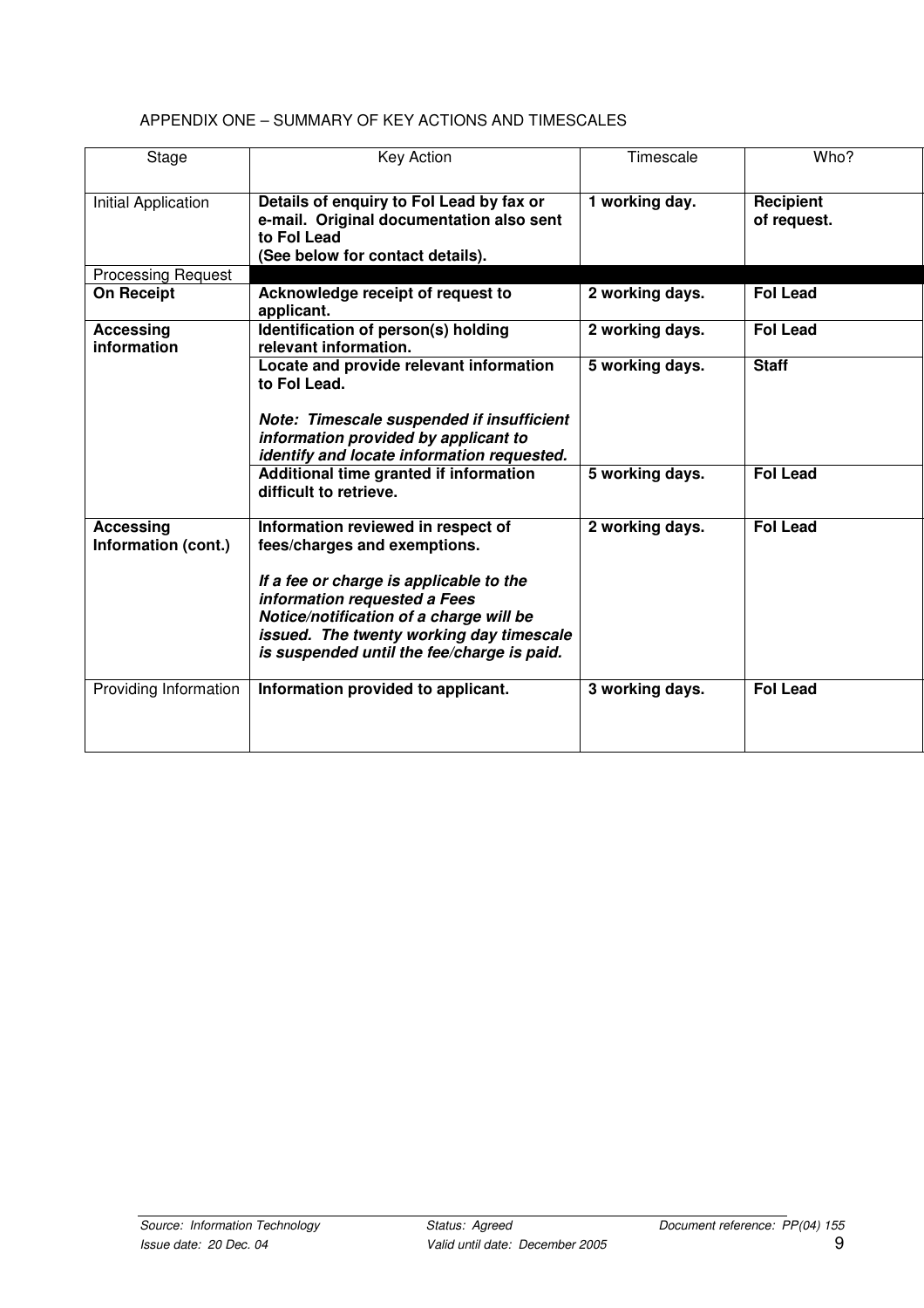APPENDIX ONE – SUMMARY OF KEY ACTIONS AND TIMESCALES

| Stage | Key Action | Timescale | Who? |
|---|---|---|---|
| Initial Application | **Details of enquiry to FoI Lead by fax or e-mail. Original documentation also sent to FoI Lead (See below for contact details).** | **1 working day.** | **Recipient of request.** |
| Processing Request | | | |
| **On Receipt** | **Acknowledge receipt of request to applicant.** | **2 working days.** | **FoI Lead** |
| **Accessing information** | **Identification of person(s) holding relevant information.** | **2 working days.** | **FoI Lead** |
| | **Locate and provide relevant information to FoI Lead.**<br><br>***Note: Timescale suspended if insufficient information provided by applicant to identify and locate information requested.*** | **5 working days.** | **Staff** |
| | **Additional time granted if information difficult to retrieve.** | **5 working days.** | **FoI Lead** |
| **Accessing Information (cont.)** | **Information reviewed in respect of fees/charges and exemptions.**<br><br>***If a fee or charge is applicable to the information requested a Fees Notice/notification of a charge will be issued. The twenty working day timescale is suspended until the fee/charge is paid.*** | **2 working days.** | **FoI Lead** |
| Providing Information | **Information provided to applicant.** | **3 working days.** | **FoI Lead** |